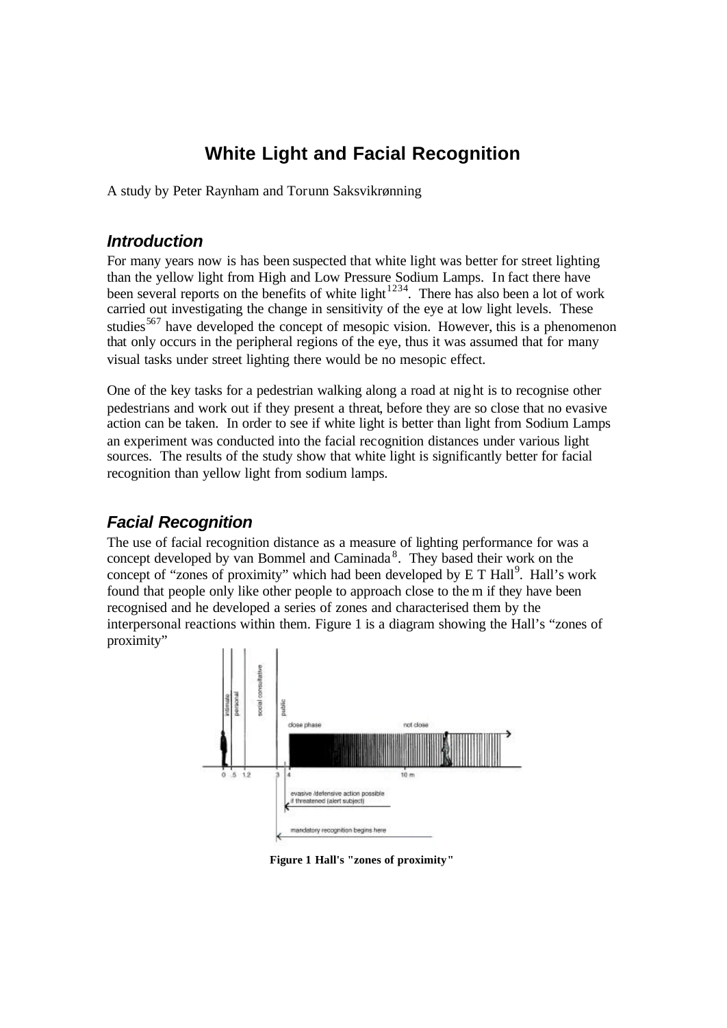# White Light and Facial Recognition

A study by Peter Raynham and Torunn Saksvikrønning

## *Introduction*

For many years now is has been suspected that white light was better for street lighting than the yellow light from High and Low Pressure Sodium Lamps. In fact there have been several reports on the benefits of white light[1234]. There has also been a lot of work carried out investigating the change in sensitivity of the eye at low light levels. These studies[567] have developed the concept of mesopic vision. However, this is a phenomenon that only occurs in the peripheral regions of the eye, thus it was assumed that for many visual tasks under street lighting there would be no mesopic effect.

One of the key tasks for a pedestrian walking along a road at night is to recognise other pedestrians and work out if they present a threat, before they are so close that no evasive action can be taken. In order to see if white light is better than light from Sodium Lamps an experiment was conducted into the facial recognition distances under various light sources. The results of the study show that white light is significantly better for facial recognition than yellow light from sodium lamps.

## *Facial Recognition*

The use of facial recognition distance as a measure of lighting performance for was a concept developed by van Bommel and Caminada[8]. They based their work on the concept of "zones of proximity" which had been developed by E T Hall[9]. Hall's work found that people only like other people to approach close to them if they have been recognised and he developed a series of zones and characterised them by the interpersonal reactions within them. Figure 1 is a diagram showing the Hall's "zones of proximity"

**Figure 1 Hall's "zones of proximity"**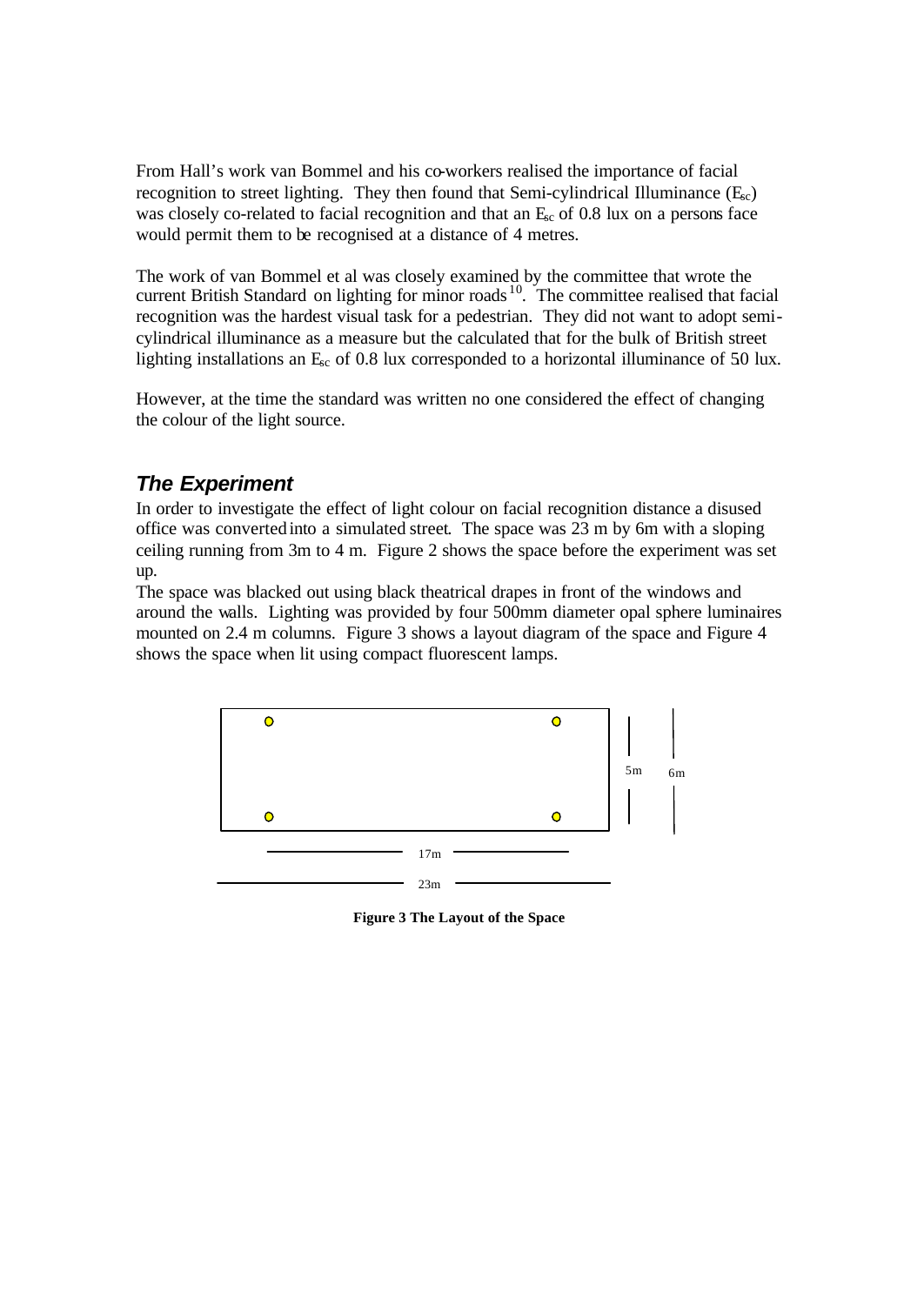From Hall's work van Bommel and his co-workers realised the importance of facial recognition to street lighting. They then found that Semi-cylindrical Illuminance ($E_{sc}$) was closely co-related to facial recognition and that an $E_{sc}$ of 0.8 lux on a persons face would permit them to be recognised at a distance of 4 metres.

The work of van Bommel et al was closely examined by the committee that wrote the current British Standard on lighting for minor roads[10]. The committee realised that facial recognition was the hardest visual task for a pedestrian. They did not want to adopt semi-cylindrical illuminance as a measure but the calculated that for the bulk of British street lighting installations an $E_{sc}$ of 0.8 lux corresponded to a horizontal illuminance of 50 lux.

However, at the time the standard was written no one considered the effect of changing the colour of the light source.

## *The Experiment*

In order to investigate the effect of light colour on facial recognition distance a disused office was converted into a simulated street. The space was 23 m by 6m with a sloping ceiling running from 3m to 4 m. Figure 2 shows the space before the experiment was set up.

The space was blacked out using black theatrical drapes in front of the windows and around the walls. Lighting was provided by four 500mm diameter opal sphere luminaires mounted on 2.4 m columns. Figure 3 shows a layout diagram of the space and Figure 4 shows the space when lit using compact fluorescent lamps.

5m 6m

17m

23m

**Figure 3 The Layout of the Space**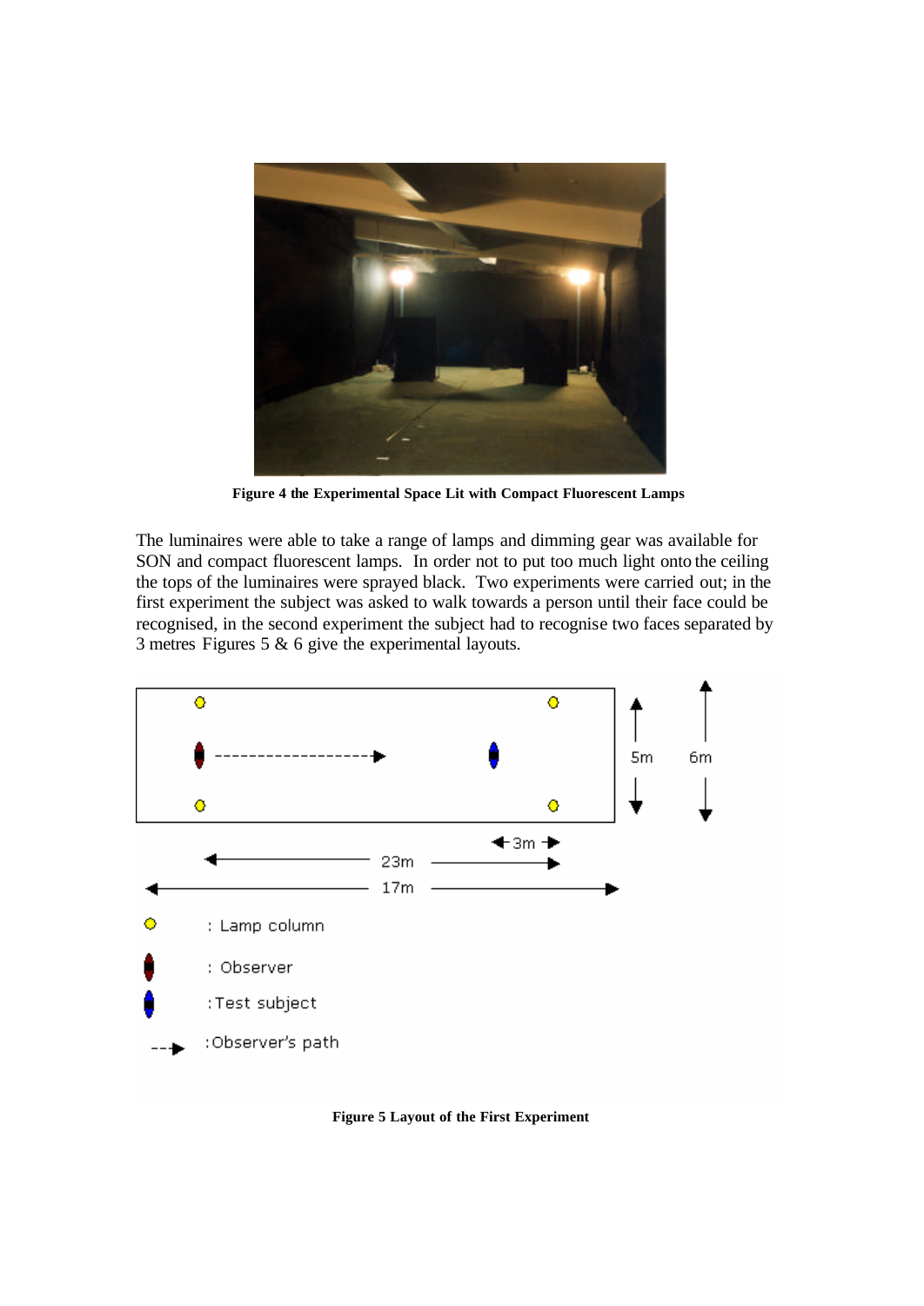**Figure 4 the Experimental Space Lit with Compact Fluorescent Lamps**

The luminaires were able to take a range of lamps and dimming gear was available for SON and compact fluorescent lamps. In order not to put too much light onto the ceiling the tops of the luminaires were sprayed black. Two experiments were carried out; in the first experiment the subject was asked to walk towards a person until their face could be recognised, in the second experiment the subject had to recognise two faces separated by 3 metres Figures 5 & 6 give the experimental layouts.

**Figure 5 Layout of the First Experiment**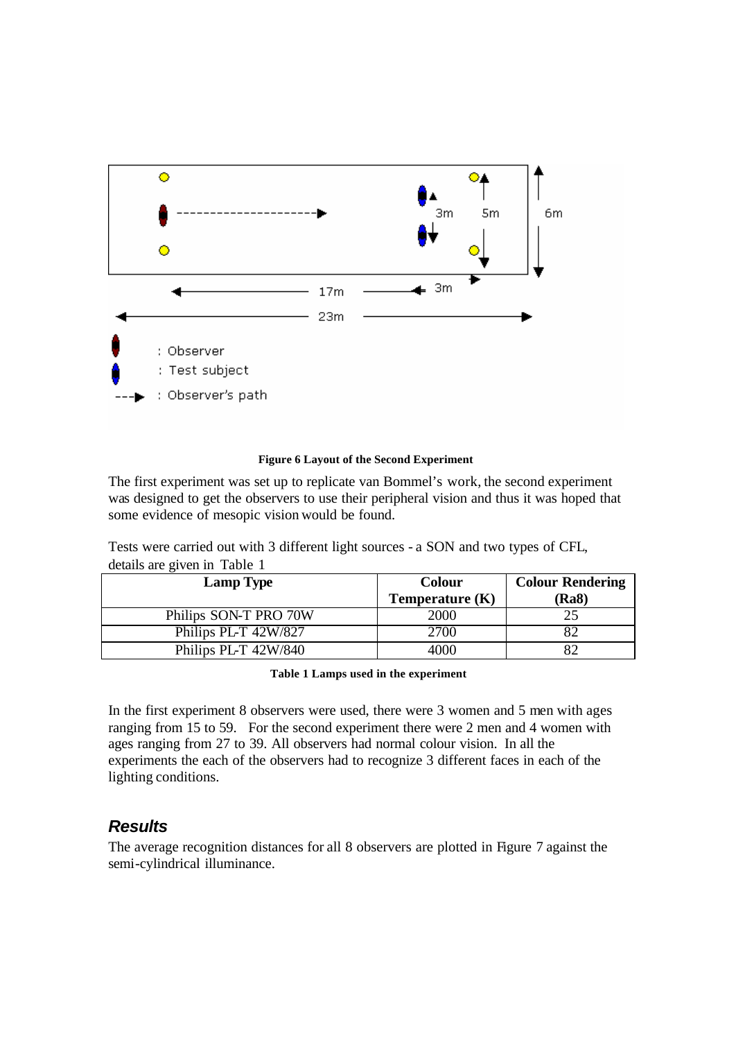**Figure 6 Layout of the Second Experiment**

The first experiment was set up to replicate van Bommel's work, the second experiment was designed to get the observers to use their peripheral vision and thus it was hoped that some evidence of mesopic vision would be found.

Tests were carried out with 3 different light sources - a SON and two types of CFL, details are given in Table 1

| Lamp Type | Colour Temperature (K) | Colour Rendering (Ra8) |
|---|---|---|
| Philips SON-T PRO 70W | 2000 | 25 |
| Philips PL-T 42W/827 | 2700 | 82 |
| Philips PL-T 42W/840 | 4000 | 82 |

**Table 1 Lamps used in the experiment**

In the first experiment 8 observers were used, there were 3 women and 5 men with ages ranging from 15 to 59. For the second experiment there were 2 men and 4 women with ages ranging from 27 to 39. All observers had normal colour vision. In all the experiments the each of the observers had to recognize 3 different faces in each of the lighting conditions.

## *Results*

The average recognition distances for all 8 observers are plotted in Figure 7 against the semi-cylindrical illuminance.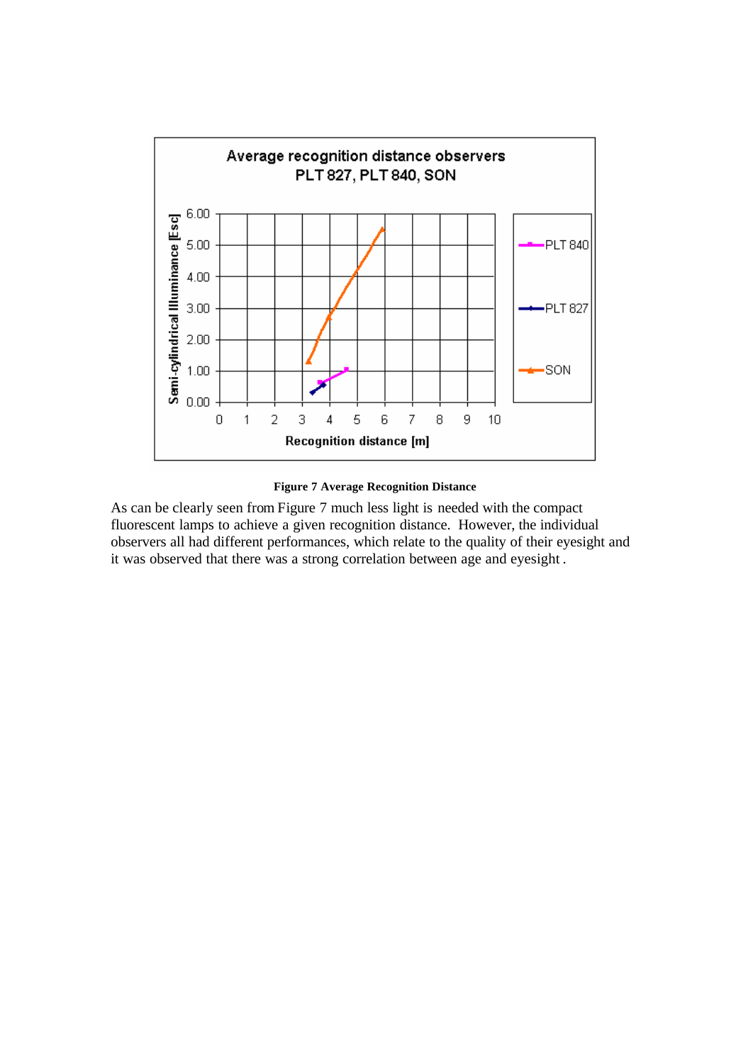**Figure 7 Average Recognition Distance**

As can be clearly seen from Figure 7 much less light is needed with the compact fluorescent lamps to achieve a given recognition distance. However, the individual observers all had different performances, which relate to the quality of their eyesight and it was observed that there was a strong correlation between age and eyesight.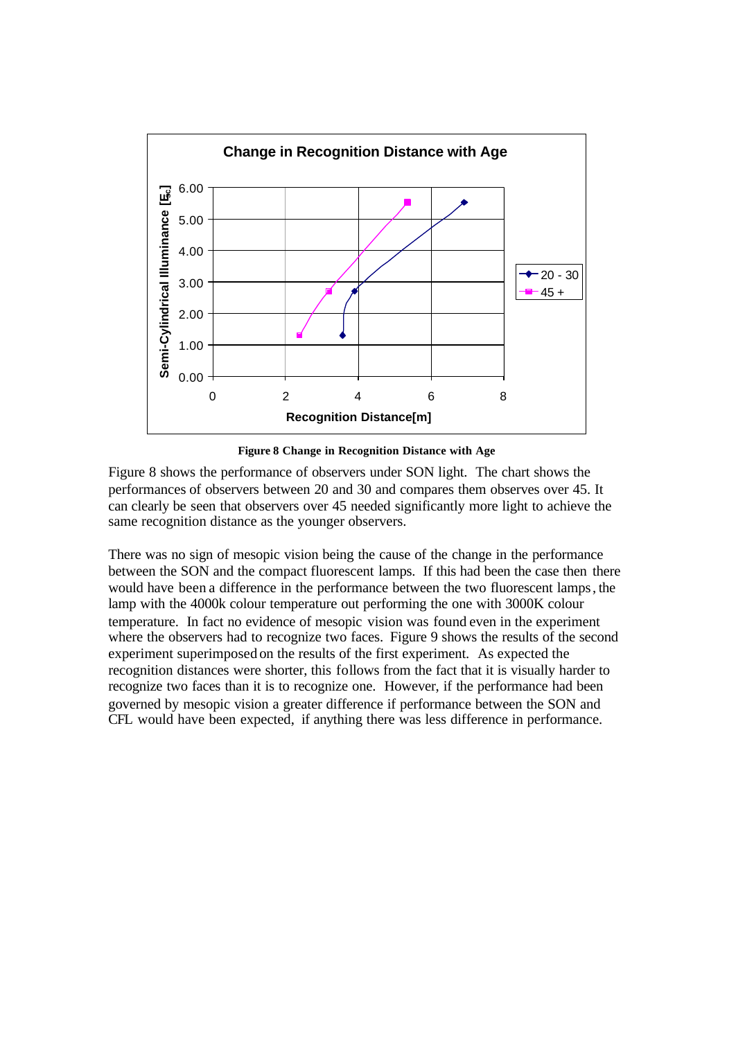**Figure 8 Change in Recognition Distance with Age**

Figure 8 shows the performance of observers under SON light. The chart shows the performances of observers between 20 and 30 and compares them observes over 45. It can clearly be seen that observers over 45 needed significantly more light to achieve the same recognition distance as the younger observers.

There was no sign of mesopic vision being the cause of the change in the performance between the SON and the compact fluorescent lamps. If this had been the case then there would have been a difference in the performance between the two fluorescent lamps, the lamp with the 4000k colour temperature out performing the one with 3000K colour temperature. In fact no evidence of mesopic vision was found even in the experiment where the observers had to recognize two faces. Figure 9 shows the results of the second experiment superimposed on the results of the first experiment. As expected the recognition distances were shorter, this follows from the fact that it is visually harder to recognize two faces than it is to recognize one. However, if the performance had been governed by mesopic vision a greater difference if performance between the SON and CFL would have been expected, if anything there was less difference in performance.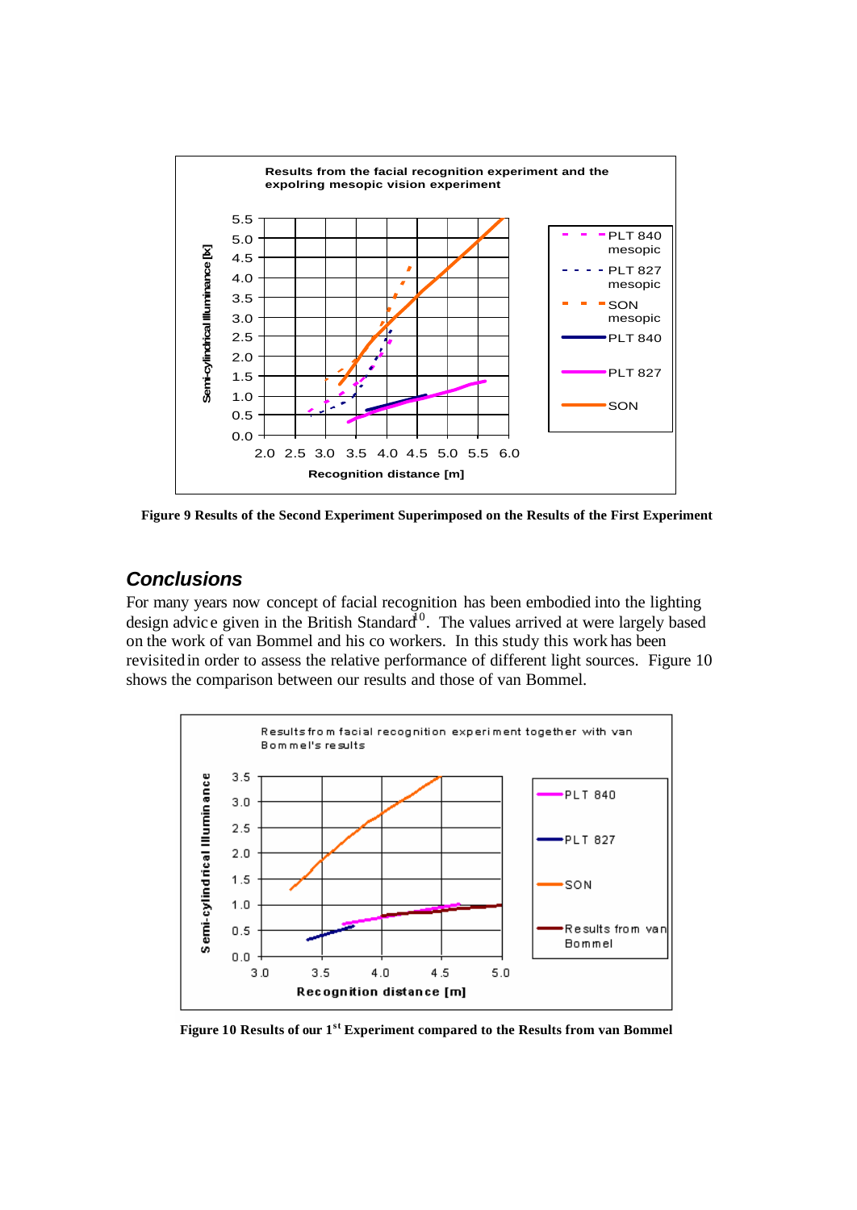Figure 9 Results of the Second Experiment Superimposed on the Results of the First Experiment

## Conclusions

For many years now concept of facial recognition has been embodied into the lighting design advice given in the British Standard[10]. The values arrived at were largely based on the work of van Bommel and his co workers. In this study this work has been revisited in order to assess the relative performance of different light sources. Figure 10 shows the comparison between our results and those of van Bommel.

Figure 10 Results of our 1st Experiment compared to the Results from van Bommel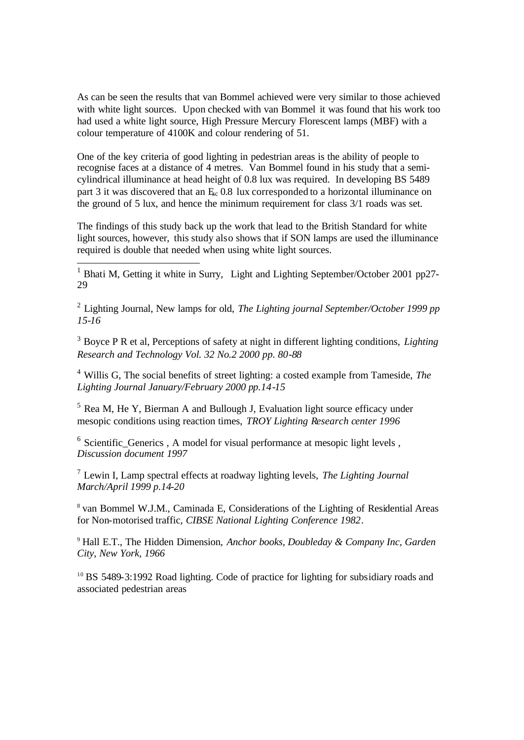As can be seen the results that van Bommel achieved were very similar to those achieved with white light sources. Upon checked with van Bommel it was found that his work too had used a white light source, High Pressure Mercury Florescent lamps (MBF) with a colour temperature of 4100K and colour rendering of 51.

One of the key criteria of good lighting in pedestrian areas is the ability of people to recognise faces at a distance of 4 metres. Van Bommel found in his study that a semi-cylindrical illuminance at head height of 0.8 lux was required. In developing BS 5489 part 3 it was discovered that an $E_{sc}$ 0.8 lux corresponded to a horizontal illuminance on the ground of 5 lux, and hence the minimum requirement for class 3/1 roads was set.

The findings of this study back up the work that lead to the British Standard for white light sources, however, this study also shows that if SON lamps are used the illuminance required is double that needed when using white light sources.

---

[1] Bhati M, Getting it white in Surry, Light and Lighting September/October 2001 pp27-29

[2] Lighting Journal, New lamps for old, *The Lighting journal September/October 1999 pp 15-16*

[3] Boyce P R et al, Perceptions of safety at night in different lighting conditions, *Lighting Research and Technology Vol. 32 No.2 2000 pp. 80-88*

[4] Willis G, The social benefits of street lighting: a costed example from Tameside, *The Lighting Journal January/February 2000 pp.14-15*

[5] Rea M, He Y, Bierman A and Bullough J, Evaluation light source efficacy under mesopic conditions using reaction times, *TROY Lighting Research center 1996*

[6] Scientific_Generics , A model for visual performance at mesopic light levels , *Discussion document 1997*

[7] Lewin I, Lamp spectral effects at roadway lighting levels, *The Lighting Journal March/April 1999 p.14-20*

[8] van Bommel W.J.M., Caminada E, Considerations of the Lighting of Residential Areas for Non-motorised traffic, *CIBSE National Lighting Conference 1982*.

[9] Hall E.T., The Hidden Dimension, *Anchor books, Doubleday & Company Inc, Garden City, New York, 1966*

[10] BS 5489-3:1992 Road lighting. Code of practice for lighting for subsidiary roads and associated pedestrian areas